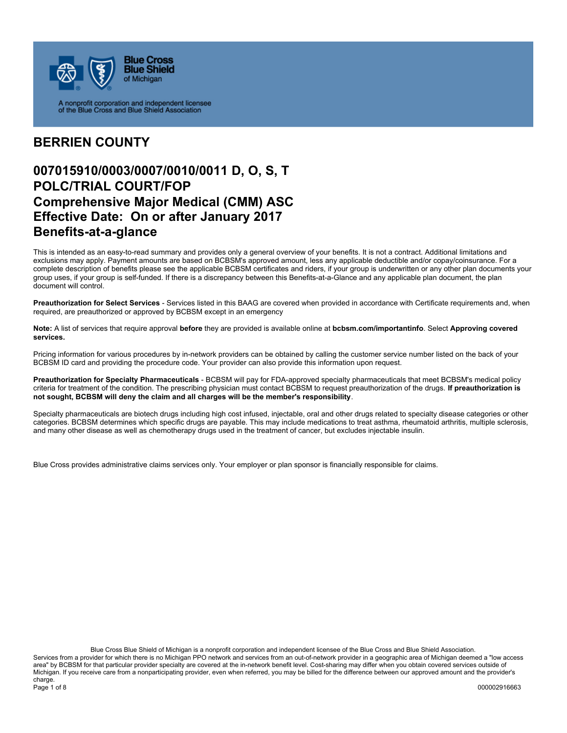Blue Cross Blue Shield of Michigan

A nonprofit corporation and independent licensee of the Blue Cross and Blue Shield Association

# BERRIEN COUNTY

## 007015910/0003/0007/0010/0011 D, O, S, T
## POLC/TRIAL COURT/FOP
## Comprehensive Major Medical (CMM) ASC
## Effective Date: On or after January 2017
## Benefits-at-a-glance

This is intended as an easy-to-read summary and provides only a general overview of your benefits. It is not a contract. Additional limitations and exclusions may apply. Payment amounts are based on BCBSM's approved amount, less any applicable deductible and/or copay/coinsurance. For a complete description of benefits please see the applicable BCBSM certificates and riders, if your group is underwritten or any other plan documents your group uses, if your group is self-funded. If there is a discrepancy between this Benefits-at-a-Glance and any applicable plan document, the plan document will control.

**Preauthorization for Select Services** - Services listed in this BAAG are covered when provided in accordance with Certificate requirements and, when required, are preauthorized or approved by BCBSM except in an emergency

**Note:** A list of services that require approval **before** they are provided is available online at **bcbsm.com/importantinfo**. Select **Approving covered services.**

Pricing information for various procedures by in-network providers can be obtained by calling the customer service number listed on the back of your BCBSM ID card and providing the procedure code. Your provider can also provide this information upon request.

**Preauthorization for Specialty Pharmaceuticals** - BCBSM will pay for FDA-approved specialty pharmaceuticals that meet BCBSM's medical policy criteria for treatment of the condition. The prescribing physician must contact BCBSM to request preauthorization of the drugs. **If preauthorization is not sought, BCBSM will deny the claim and all charges will be the member's responsibility**.

Specialty pharmaceuticals are biotech drugs including high cost infused, injectable, oral and other drugs related to specialty disease categories or other categories. BCBSM determines which specific drugs are payable. This may include medications to treat asthma, rheumatoid arthritis, multiple sclerosis, and many other disease as well as chemotherapy drugs used in the treatment of cancer, but excludes injectable insulin.

Blue Cross provides administrative claims services only. Your employer or plan sponsor is financially responsible for claims.

Blue Cross Blue Shield of Michigan is a nonprofit corporation and independent licensee of the Blue Cross and Blue Shield Association.
Services from a provider for which there is no Michigan PPO network and services from an out-of-network provider in a geographic area of Michigan deemed a "low access area" by BCBSM for that particular provider specialty are covered at the in-network benefit level. Cost-sharing may differ when you obtain covered services outside of Michigan. If you receive care from a nonparticipating provider, even when referred, you may be billed for the difference between our approved amount and the provider's charge.

000002916663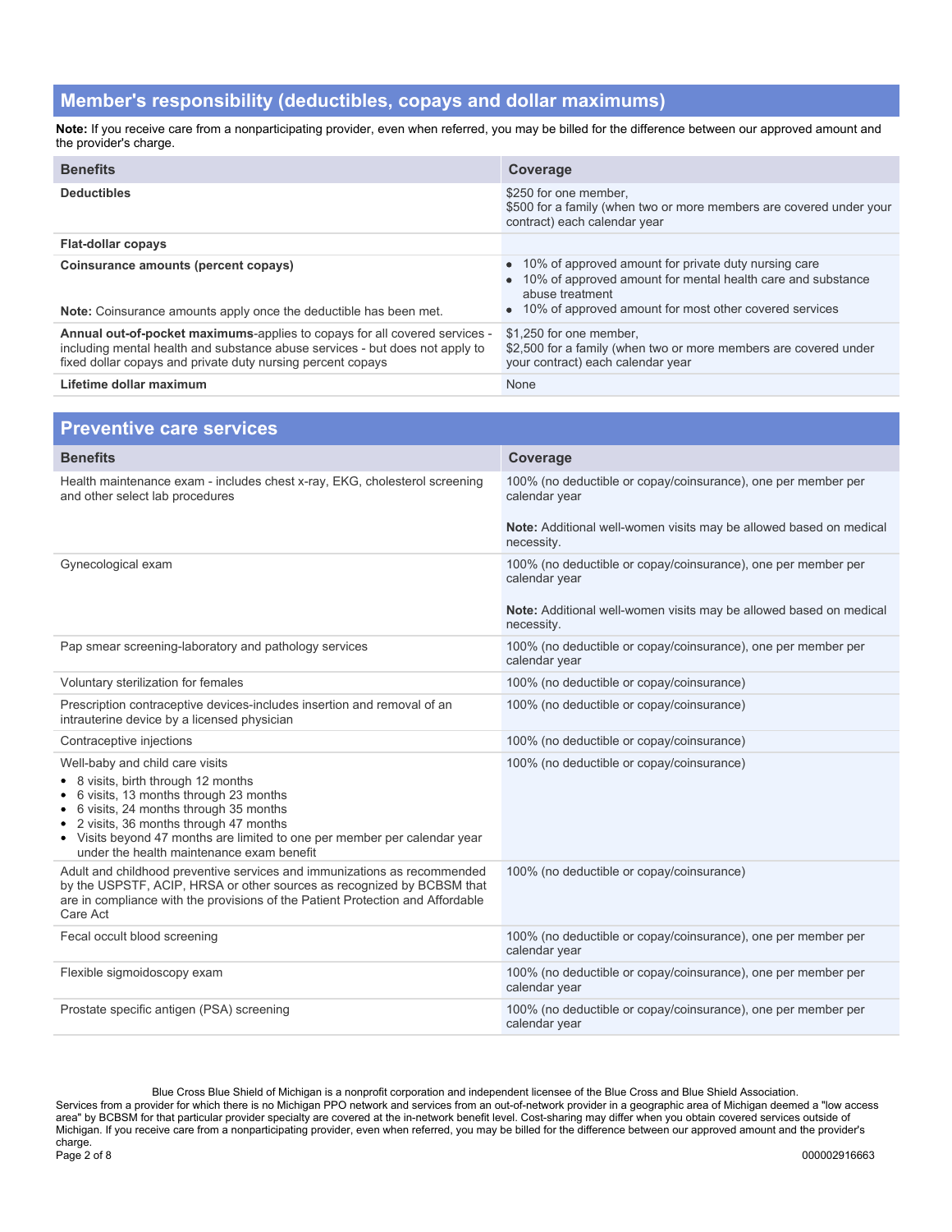## Member's responsibility (deductibles, copays and dollar maximums)

**Note:** If you receive care from a nonparticipating provider, even when referred, you may be billed for the difference between our approved amount and the provider's charge.

| Benefits | Coverage |
|---|---|
| **Deductibles** | $250 for one member,<br>$500 for a family (when two or more members are covered under your contract) each calendar year |
| **Flat-dollar copays** | |
| **Coinsurance amounts (percent copays)**<br><br>**Note:** Coinsurance amounts apply once the deductible has been met. | • 10% of approved amount for private duty nursing care<br>• 10% of approved amount for mental health care and substance abuse treatment<br>• 10% of approved amount for most other covered services |
| **Annual out-of-pocket maximums**-applies to copays for all covered services - including mental health and substance abuse services - but does not apply to fixed dollar copays and private duty nursing percent copays | $1,250 for one member,<br>$2,500 for a family (when two or more members are covered under your contract) each calendar year |
| **Lifetime dollar maximum** | None |

## Preventive care services

| Benefits | Coverage |
|---|---|
| Health maintenance exam - includes chest x-ray, EKG, cholesterol screening and other select lab procedures | 100% (no deductible or copay/coinsurance), one per member per calendar year<br><br>**Note:** Additional well-women visits may be allowed based on medical necessity. |
| Gynecological exam | 100% (no deductible or copay/coinsurance), one per member per calendar year<br><br>**Note:** Additional well-women visits may be allowed based on medical necessity. |
| Pap smear screening-laboratory and pathology services | 100% (no deductible or copay/coinsurance), one per member per calendar year |
| Voluntary sterilization for females | 100% (no deductible or copay/coinsurance) |
| Prescription contraceptive devices-includes insertion and removal of an intrauterine device by a licensed physician | 100% (no deductible or copay/coinsurance) |
| Contraceptive injections | 100% (no deductible or copay/coinsurance) |
| Well-baby and child care visits<br>• 8 visits, birth through 12 months<br>• 6 visits, 13 months through 23 months<br>• 6 visits, 24 months through 35 months<br>• 2 visits, 36 months through 47 months<br>• Visits beyond 47 months are limited to one per member per calendar year under the health maintenance exam benefit | 100% (no deductible or copay/coinsurance) |
| Adult and childhood preventive services and immunizations as recommended by the USPSTF, ACIP, HRSA or other sources as recognized by BCBSM that are in compliance with the provisions of the Patient Protection and Affordable Care Act | 100% (no deductible or copay/coinsurance) |
| Fecal occult blood screening | 100% (no deductible or copay/coinsurance), one per member per calendar year |
| Flexible sigmoidoscopy exam | 100% (no deductible or copay/coinsurance), one per member per calendar year |
| Prostate specific antigen (PSA) screening | 100% (no deductible or copay/coinsurance), one per member per calendar year |

Blue Cross Blue Shield of Michigan is a nonprofit corporation and independent licensee of the Blue Cross and Blue Shield Association.
Services from a provider for which there is no Michigan PPO network and services from an out-of-network provider in a geographic area of Michigan deemed a "low access area" by BCBSM for that particular provider specialty are covered at the in-network benefit level. Cost-sharing may differ when you obtain covered services outside of Michigan. If you receive care from a nonparticipating provider, even when referred, you may be billed for the difference between our approved amount and the provider's charge.

000002916663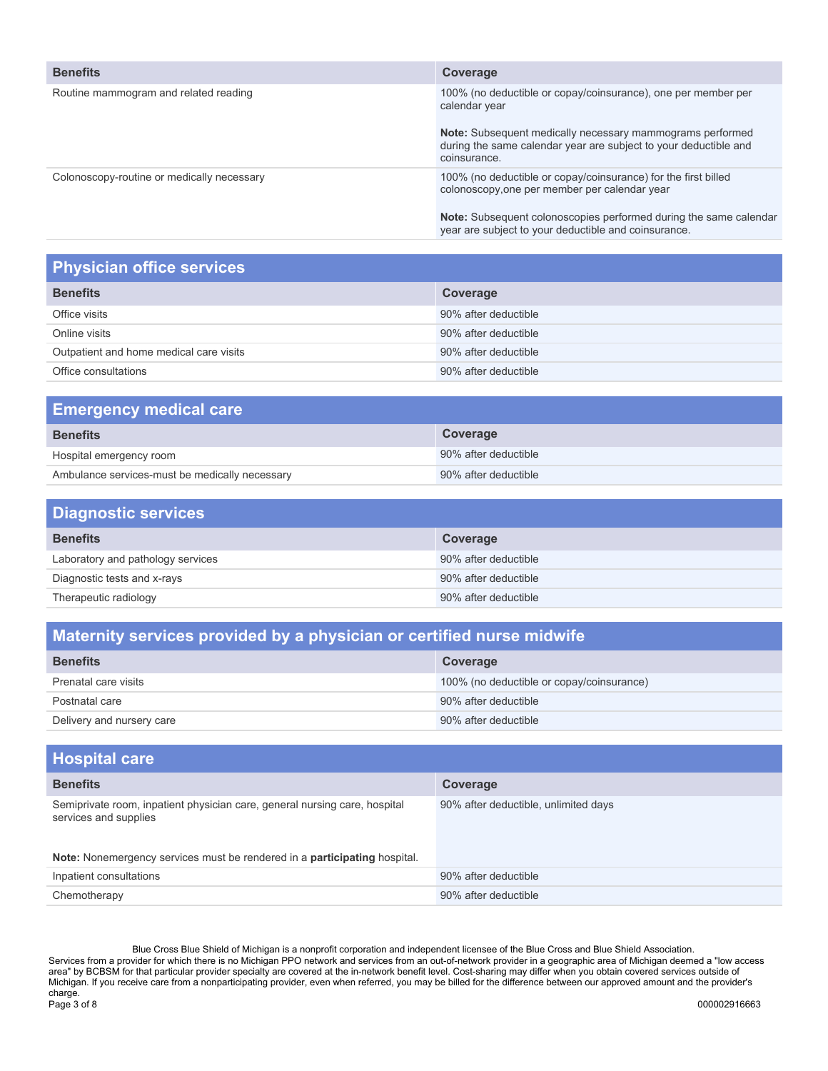| Benefits | Coverage |
|---|---|
| Routine mammogram and related reading | 100% (no deductible or copay/coinsurance), one per member per calendar year<br><br>**Note:** Subsequent medically necessary mammograms performed during the same calendar year are subject to your deductible and coinsurance. |
| Colonoscopy-routine or medically necessary | 100% (no deductible or copay/coinsurance) for the first billed colonoscopy,one per member per calendar year<br><br>**Note:** Subsequent colonoscopies performed during the same calendar year are subject to your deductible and coinsurance. |

## Physician office services

| Benefits | Coverage |
|---|---|
| Office visits | 90% after deductible |
| Online visits | 90% after deductible |
| Outpatient and home medical care visits | 90% after deductible |
| Office consultations | 90% after deductible |

## Emergency medical care

| Benefits | Coverage |
|---|---|
| Hospital emergency room | 90% after deductible |
| Ambulance services-must be medically necessary | 90% after deductible |

## Diagnostic services

| Benefits | Coverage |
|---|---|
| Laboratory and pathology services | 90% after deductible |
| Diagnostic tests and x-rays | 90% after deductible |
| Therapeutic radiology | 90% after deductible |

## Maternity services provided by a physician or certified nurse midwife

| Benefits | Coverage |
|---|---|
| Prenatal care visits | 100% (no deductible or copay/coinsurance) |
| Postnatal care | 90% after deductible |
| Delivery and nursery care | 90% after deductible |

## Hospital care

| Benefits | Coverage |
|---|---|
| Semiprivate room, inpatient physician care, general nursing care, hospital services and supplies<br><br>**Note:** Nonemergency services must be rendered in a **participating** hospital. | 90% after deductible, unlimited days |
| Inpatient consultations | 90% after deductible |
| Chemotherapy | 90% after deductible |

Blue Cross Blue Shield of Michigan is a nonprofit corporation and independent licensee of the Blue Cross and Blue Shield Association.
Services from a provider for which there is no Michigan PPO network and services from an out-of-network provider in a geographic area of Michigan deemed a "low access area" by BCBSM for that particular provider specialty are covered at the in-network benefit level. Cost-sharing may differ when you obtain covered services outside of Michigan. If you receive care from a nonparticipating provider, even when referred, you may be billed for the difference between our approved amount and the provider's charge.

000002916663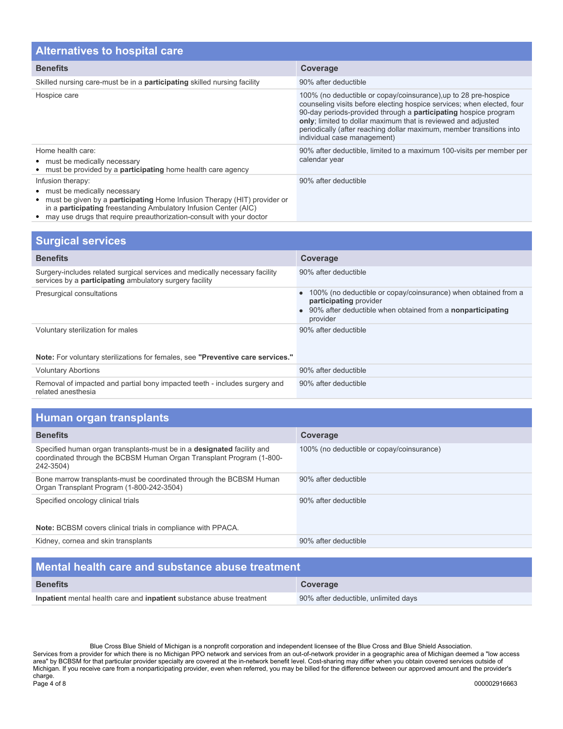## Alternatives to hospital care

| Benefits | Coverage |
|---|---|
| Skilled nursing care-must be in a **participating** skilled nursing facility | 90% after deductible |
| Hospice care | 100% (no deductible or copay/coinsurance),up to 28 pre-hospice counseling visits before electing hospice services; when elected, four 90-day periods-provided through a **participating** hospice program **only**; limited to dollar maximum that is reviewed and adjusted periodically (after reaching dollar maximum, member transitions into individual case management) |
| Home health care:<br>• must be medically necessary<br>• must be provided by a **participating** home health care agency | 90% after deductible, limited to a maximum 100-visits per member per calendar year |
| Infusion therapy:<br>• must be medically necessary<br>• must be given by a **participating** Home Infusion Therapy (HIT) provider or in a **participating** freestanding Ambulatory Infusion Center (AIC)<br>• may use drugs that require preauthorization-consult with your doctor | 90% after deductible |

## Surgical services

| Benefits | Coverage |
|---|---|
| Surgery-includes related surgical services and medically necessary facility services by a **participating** ambulatory surgery facility | 90% after deductible |
| Presurgical consultations | • 100% (no deductible or copay/coinsurance) when obtained from a **participating** provider<br>• 90% after deductible when obtained from a **nonparticipating** provider |
| Voluntary sterilization for males<br><br>**Note:** For voluntary sterilizations for females, see **"Preventive care services."** | 90% after deductible |
| Voluntary Abortions | 90% after deductible |
| Removal of impacted and partial bony impacted teeth - includes surgery and related anesthesia | 90% after deductible |

## Human organ transplants

| Benefits | Coverage |
|---|---|
| Specified human organ transplants-must be in a **designated** facility and coordinated through the BCBSM Human Organ Transplant Program (1-800-242-3504) | 100% (no deductible or copay/coinsurance) |
| Bone marrow transplants-must be coordinated through the BCBSM Human Organ Transplant Program (1-800-242-3504) | 90% after deductible |
| Specified oncology clinical trials<br><br>**Note:** BCBSM covers clinical trials in compliance with PPACA. | 90% after deductible |
| Kidney, cornea and skin transplants | 90% after deductible |

## Mental health care and substance abuse treatment

| Benefits | Coverage |
|---|---|
| **Inpatient** mental health care and **inpatient** substance abuse treatment | 90% after deductible, unlimited days |

Blue Cross Blue Shield of Michigan is a nonprofit corporation and independent licensee of the Blue Cross and Blue Shield Association.
Services from a provider for which there is no Michigan PPO network and services from an out-of-network provider in a geographic area of Michigan deemed a "low access area" by BCBSM for that particular provider specialty are covered at the in-network benefit level. Cost-sharing may differ when you obtain covered services outside of Michigan. If you receive care from a nonparticipating provider, even when referred, you may be billed for the difference between our approved amount and the provider's charge.

000002916663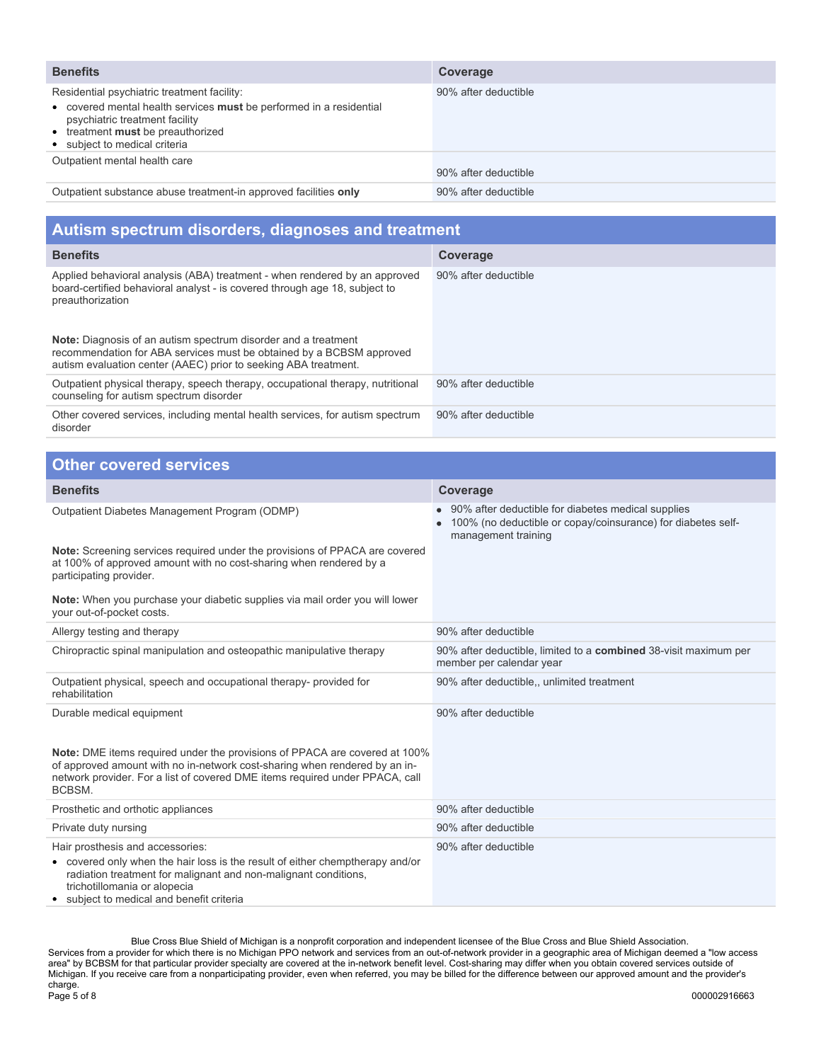| Benefits | Coverage |
|---|---|
| Residential psychiatric treatment facility:<br>• covered mental health services **must** be performed in a residential psychiatric treatment facility<br>• treatment **must** be preauthorized<br>• subject to medical criteria | 90% after deductible |
| Outpatient mental health care | 90% after deductible |
| Outpatient substance abuse treatment-in approved facilities **only** | 90% after deductible |

## Autism spectrum disorders, diagnoses and treatment

| Benefits | Coverage |
|---|---|
| Applied behavioral analysis (ABA) treatment - when rendered by an approved board-certified behavioral analyst - is covered through age 18, subject to preauthorization<br><br>**Note:** Diagnosis of an autism spectrum disorder and a treatment recommendation for ABA services must be obtained by a BCBSM approved autism evaluation center (AAEC) prior to seeking ABA treatment. | 90% after deductible |
| Outpatient physical therapy, speech therapy, occupational therapy, nutritional counseling for autism spectrum disorder | 90% after deductible |
| Other covered services, including mental health services, for autism spectrum disorder | 90% after deductible |

## Other covered services

| Benefits | Coverage |
|---|---|
| Outpatient Diabetes Management Program (ODMP)<br><br>**Note:** Screening services required under the provisions of PPACA are covered at 100% of approved amount with no cost-sharing when rendered by a participating provider.<br><br>**Note:** When you purchase your diabetic supplies via mail order you will lower your out-of-pocket costs. | • 90% after deductible for diabetes medical supplies<br>• 100% (no deductible or copay/coinsurance) for diabetes self-management training |
| Allergy testing and therapy | 90% after deductible |
| Chiropractic spinal manipulation and osteopathic manipulative therapy | 90% after deductible, limited to a **combined** 38-visit maximum per member per calendar year |
| Outpatient physical, speech and occupational therapy- provided for rehabilitation | 90% after deductible,, unlimited treatment |
| Durable medical equipment<br><br>**Note:** DME items required under the provisions of PPACA are covered at 100% of approved amount with no in-network cost-sharing when rendered by an in-network provider. For a list of covered DME items required under PPACA, call BCBSM. | 90% after deductible |
| Prosthetic and orthotic appliances | 90% after deductible |
| Private duty nursing | 90% after deductible |
| Hair prosthesis and accessories:<br>• covered only when the hair loss is the result of either chemptherapy and/or radiation treatment for malignant and non-malignant conditions, trichotillomania or alopecia<br>• subject to medical and benefit criteria | 90% after deductible |

Blue Cross Blue Shield of Michigan is a nonprofit corporation and independent licensee of the Blue Cross and Blue Shield Association.
Services from a provider for which there is no Michigan PPO network and services from an out-of-network provider in a geographic area of Michigan deemed a "low access area" by BCBSM for that particular provider specialty are covered at the in-network benefit level. Cost-sharing may differ when you obtain covered services outside of Michigan. If you receive care from a nonparticipating provider, even when referred, you may be billed for the difference between our approved amount and the provider's charge.

000002916663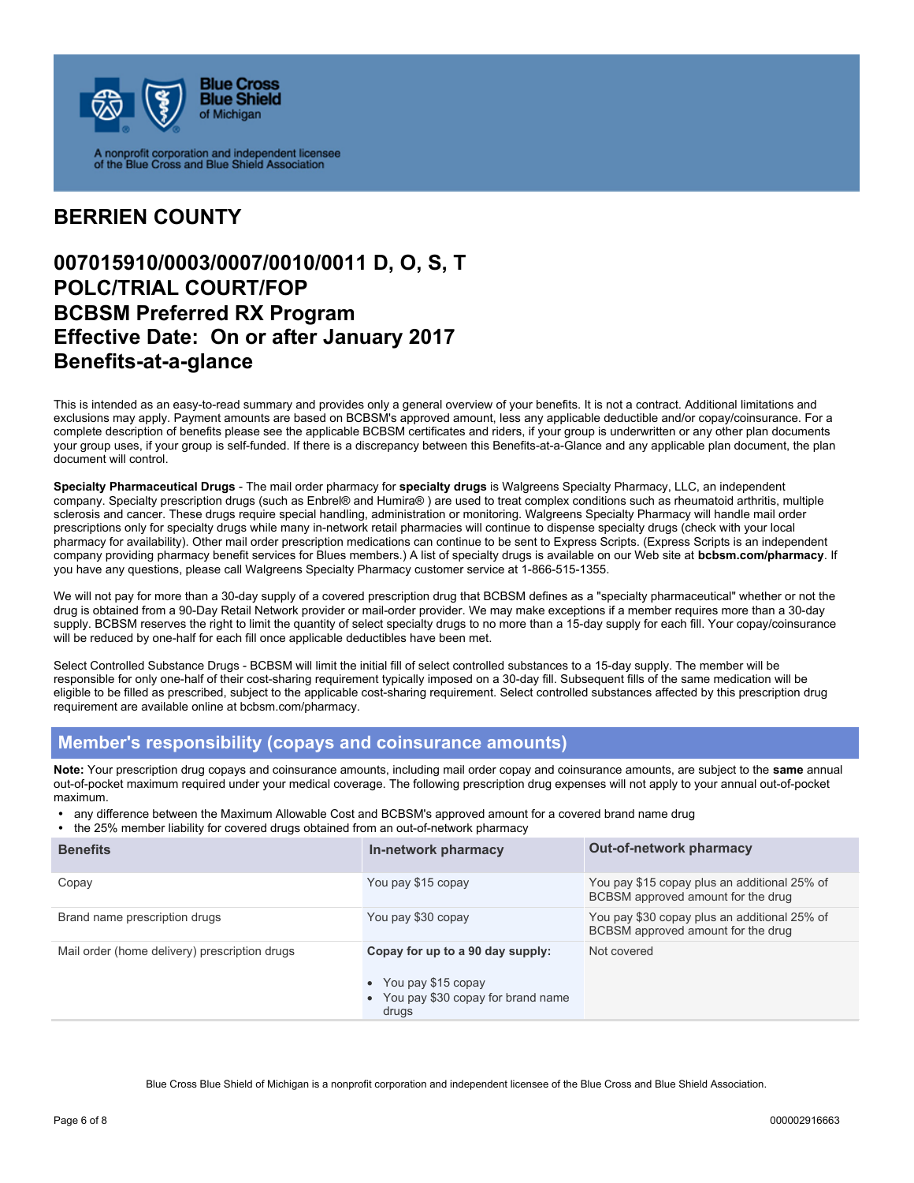Blue Cross Blue Shield of Michigan

A nonprofit corporation and independent licensee of the Blue Cross and Blue Shield Association

# BERRIEN COUNTY

## 007015910/0003/0007/0010/0011 D, O, S, T
## POLC/TRIAL COURT/FOP
## BCBSM Preferred RX Program
## Effective Date: On or after January 2017
## Benefits-at-a-glance

This is intended as an easy-to-read summary and provides only a general overview of your benefits. It is not a contract. Additional limitations and exclusions may apply. Payment amounts are based on BCBSM's approved amount, less any applicable deductible and/or copay/coinsurance. For a complete description of benefits please see the applicable BCBSM certificates and riders, if your group is underwritten or any other plan documents your group uses, if your group is self-funded. If there is a discrepancy between this Benefits-at-a-Glance and any applicable plan document, the plan document will control.

**Specialty Pharmaceutical Drugs** - The mail order pharmacy for **specialty drugs** is Walgreens Specialty Pharmacy, LLC, an independent company. Specialty prescription drugs (such as Enbrel® and Humira® ) are used to treat complex conditions such as rheumatoid arthritis, multiple sclerosis and cancer. These drugs require special handling, administration or monitoring. Walgreens Specialty Pharmacy will handle mail order prescriptions only for specialty drugs while many in-network retail pharmacies will continue to dispense specialty drugs (check with your local pharmacy for availability). Other mail order prescription medications can continue to be sent to Express Scripts. (Express Scripts is an independent company providing pharmacy benefit services for Blues members.) A list of specialty drugs is available on our Web site at **bcbsm.com/pharmacy**. If you have any questions, please call Walgreens Specialty Pharmacy customer service at 1-866-515-1355.

We will not pay for more than a 30-day supply of a covered prescription drug that BCBSM defines as a "specialty pharmaceutical" whether or not the drug is obtained from a 90-Day Retail Network provider or mail-order provider. We may make exceptions if a member requires more than a 30-day supply. BCBSM reserves the right to limit the quantity of select specialty drugs to no more than a 15-day supply for each fill. Your copay/coinsurance will be reduced by one-half for each fill once applicable deductibles have been met.

Select Controlled Substance Drugs - BCBSM will limit the initial fill of select controlled substances to a 15-day supply. The member will be responsible for only one-half of their cost-sharing requirement typically imposed on a 30-day fill. Subsequent fills of the same medication will be eligible to be filled as prescribed, subject to the applicable cost-sharing requirement. Select controlled substances affected by this prescription drug requirement are available online at bcbsm.com/pharmacy.

## Member's responsibility (copays and coinsurance amounts)

**Note:** Your prescription drug copays and coinsurance amounts, including mail order copay and coinsurance amounts, are subject to the **same** annual out-of-pocket maximum required under your medical coverage. The following prescription drug expenses will not apply to your annual out-of-pocket maximum.

- any difference between the Maximum Allowable Cost and BCBSM's approved amount for a covered brand name drug
- the 25% member liability for covered drugs obtained from an out-of-network pharmacy

| Benefits | In-network pharmacy | Out-of-network pharmacy |
|---|---|---|
| Copay | You pay $15 copay | You pay $15 copay plus an additional 25% of BCBSM approved amount for the drug |
| Brand name prescription drugs | You pay $30 copay | You pay $30 copay plus an additional 25% of BCBSM approved amount for the drug |
| Mail order (home delivery) prescription drugs | **Copay for up to a 90 day supply:**<br>• You pay $15 copay<br>• You pay $30 copay for brand name drugs | Not covered |

Blue Cross Blue Shield of Michigan is a nonprofit corporation and independent licensee of the Blue Cross and Blue Shield Association.

000002916663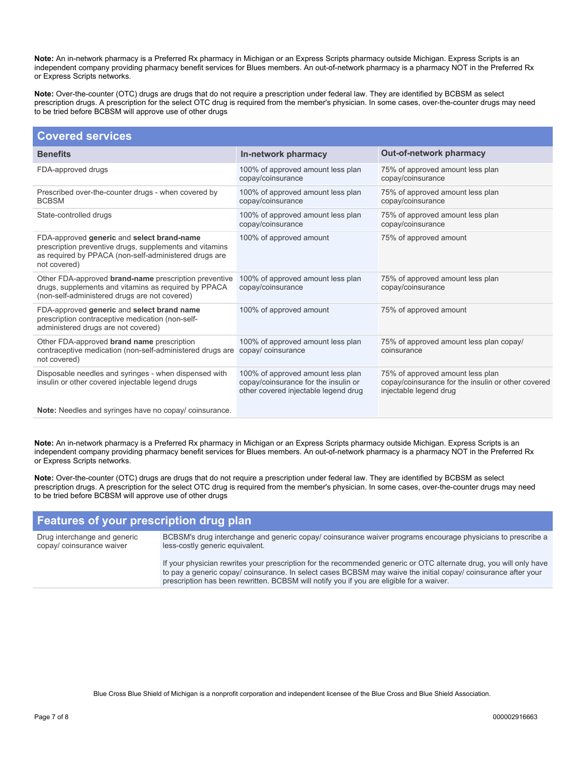**Note:** An in-network pharmacy is a Preferred Rx pharmacy in Michigan or an Express Scripts pharmacy outside Michigan. Express Scripts is an independent company providing pharmacy benefit services for Blues members. An out-of-network pharmacy is a pharmacy NOT in the Preferred Rx or Express Scripts networks.

**Note:** Over-the-counter (OTC) drugs are drugs that do not require a prescription under federal law. They are identified by BCBSM as select prescription drugs. A prescription for the select OTC drug is required from the member's physician. In some cases, over-the-counter drugs may need to be tried before BCBSM will approve use of other drugs

## Covered services

| Benefits | In-network pharmacy | Out-of-network pharmacy |
|---|---|---|
| FDA-approved drugs | 100% of approved amount less plan copay/coinsurance | 75% of approved amount less plan copay/coinsurance |
| Prescribed over-the-counter drugs - when covered by BCBSM | 100% of approved amount less plan copay/coinsurance | 75% of approved amount less plan copay/coinsurance |
| State-controlled drugs | 100% of approved amount less plan copay/coinsurance | 75% of approved amount less plan copay/coinsurance |
| FDA-approved **generic** and **select brand-name** prescription preventive drugs, supplements and vitamins as required by PPACA (non-self-administered drugs are not covered) | 100% of approved amount | 75% of approved amount |
| Other FDA-approved **brand-name** prescription preventive drugs, supplements and vitamins as required by PPACA (non-self-administered drugs are not covered) | 100% of approved amount less plan copay/coinsurance | 75% of approved amount less plan copay/coinsurance |
| FDA-approved **generic** and **select brand name** prescription contraceptive medication (non-self-administered drugs are not covered) | 100% of approved amount | 75% of approved amount |
| Other FDA-approved **brand name** prescription contraceptive medication (non-self-administered drugs are not covered) | 100% of approved amount less plan copay/ coinsurance | 75% of approved amount less plan copay/ coinsurance |
| Disposable needles and syringes - when dispensed with insulin or other covered injectable legend drugs<br><br>**Note:** Needles and syringes have no copay/ coinsurance. | 100% of approved amount less plan copay/coinsurance for the insulin or other covered injectable legend drug | 75% of approved amount less plan copay/coinsurance for the insulin or other covered injectable legend drug |

**Note:** An in-network pharmacy is a Preferred Rx pharmacy in Michigan or an Express Scripts pharmacy outside Michigan. Express Scripts is an independent company providing pharmacy benefit services for Blues members. An out-of-network pharmacy is a pharmacy NOT in the Preferred Rx or Express Scripts networks.

**Note:** Over-the-counter (OTC) drugs are drugs that do not require a prescription under federal law. They are identified by BCBSM as select prescription drugs. A prescription for the select OTC drug is required from the member's physician. In some cases, over-the-counter drugs may need to be tried before BCBSM will approve use of other drugs

## Features of your prescription drug plan

| | |
|---|---|
| Drug interchange and generic copay/ coinsurance waiver | BCBSM's drug interchange and generic copay/ coinsurance waiver programs encourage physicians to prescribe a less-costly generic equivalent.<br><br>If your physician rewrites your prescription for the recommended generic or OTC alternate drug, you will only have to pay a generic copay/ coinsurance. In select cases BCBSM may waive the initial copay/ coinsurance after your prescription has been rewritten. BCBSM will notify you if you are eligible for a waiver. |

Blue Cross Blue Shield of Michigan is a nonprofit corporation and independent licensee of the Blue Cross and Blue Shield Association.

000002916663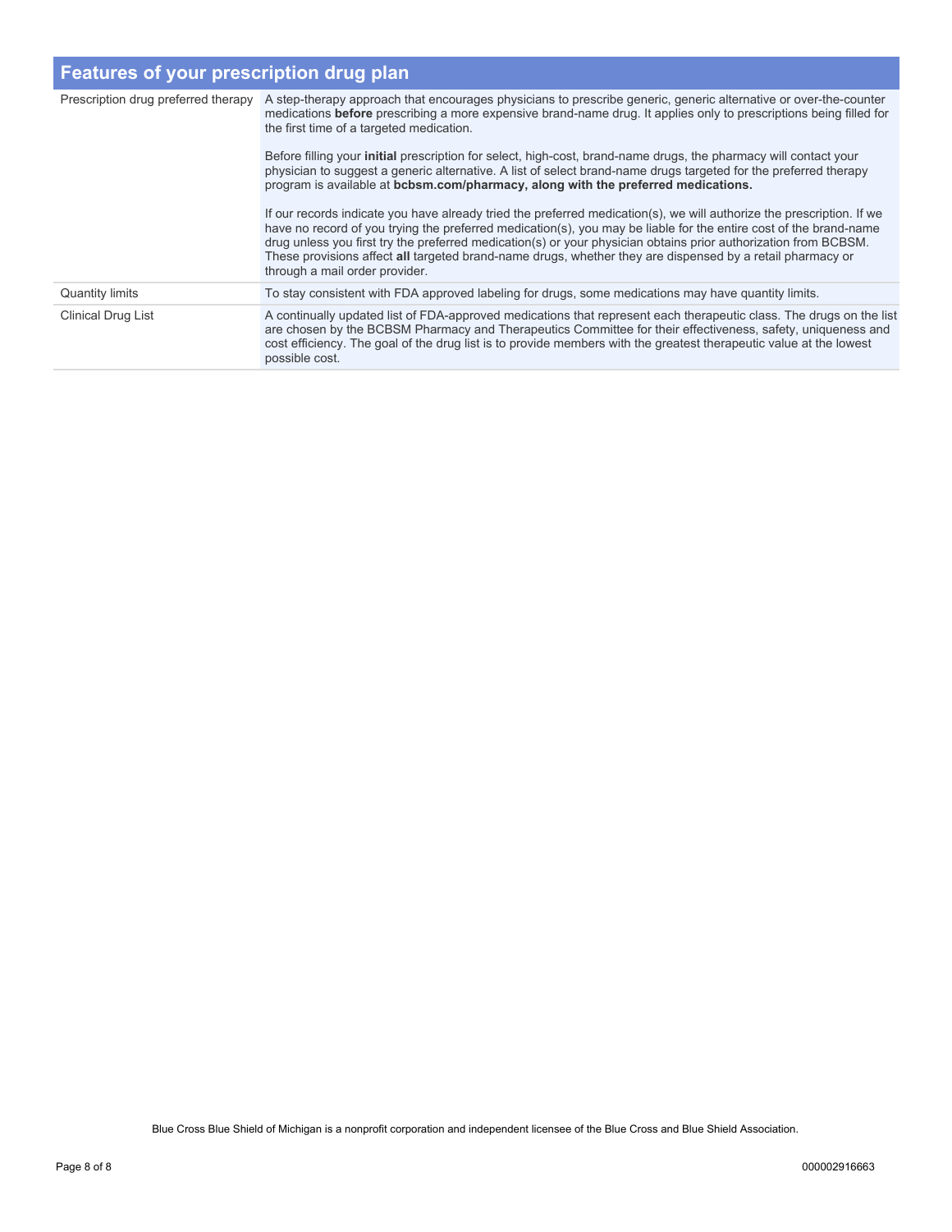## Features of your prescription drug plan

| | |
|---|---|
| Prescription drug preferred therapy | A step-therapy approach that encourages physicians to prescribe generic, generic alternative or over-the-counter medications **before** prescribing a more expensive brand-name drug. It applies only to prescriptions being filled for the first time of a targeted medication.<br><br>Before filling your **initial** prescription for select, high-cost, brand-name drugs, the pharmacy will contact your physician to suggest a generic alternative. A list of select brand-name drugs targeted for the preferred therapy program is available at **bcbsm.com/pharmacy, along with the preferred medications.**<br><br>If our records indicate you have already tried the preferred medication(s), we will authorize the prescription. If we have no record of you trying the preferred medication(s), you may be liable for the entire cost of the brand-name drug unless you first try the preferred medication(s) or your physician obtains prior authorization from BCBSM. These provisions affect **all** targeted brand-name drugs, whether they are dispensed by a retail pharmacy or through a mail order provider. |
| Quantity limits | To stay consistent with FDA approved labeling for drugs, some medications may have quantity limits. |
| Clinical Drug List | A continually updated list of FDA-approved medications that represent each therapeutic class. The drugs on the list are chosen by the BCBSM Pharmacy and Therapeutics Committee for their effectiveness, safety, uniqueness and cost efficiency. The goal of the drug list is to provide members with the greatest therapeutic value at the lowest possible cost. |

Blue Cross Blue Shield of Michigan is a nonprofit corporation and independent licensee of the Blue Cross and Blue Shield Association.

000002916663